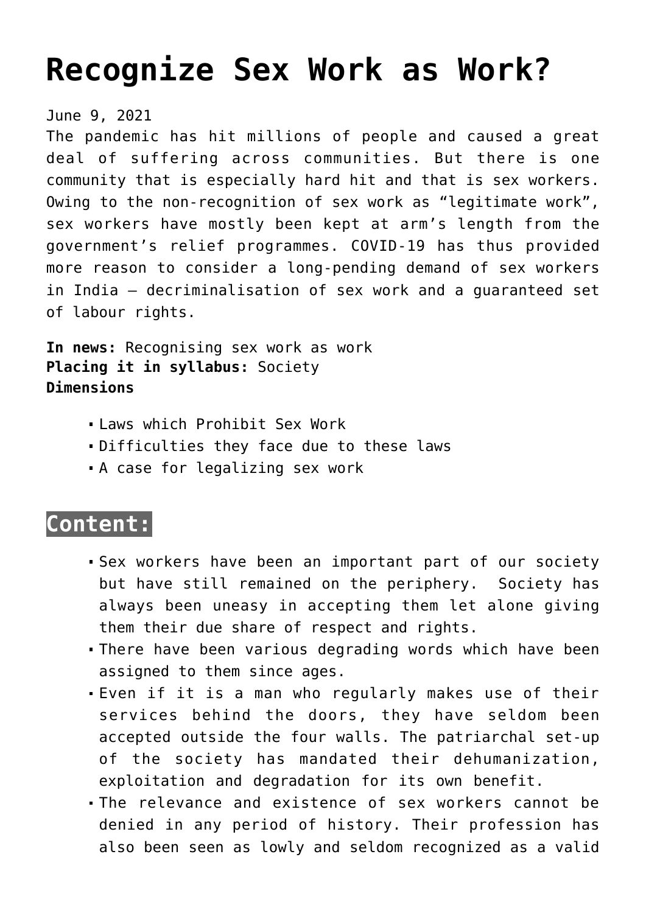# Recognize Sex Work as Work?

June 9, 2021

The pandemic has hit millions of people and caused a great deal of suffering across communities. But there is one community that is especially hard hit and that is sex workers. Owing to the non-recognition of sex work as "legitimate work", sex workers have mostly been kept at arm's length from the government's relief programmes. COVID-19 has thus provided more reason to consider a long-pending demand of sex workers in India – decriminalisation of sex work and a guaranteed set of labour rights.

**In news:** Recognising sex work as work
**Placing it in syllabus:** Society
**Dimensions**

- Laws which Prohibit Sex Work
- Difficulties they face due to these laws
- A case for legalizing sex work

## Content:

- Sex workers have been an important part of our society but have still remained on the periphery. Society has always been uneasy in accepting them let alone giving them their due share of respect and rights.
- There have been various degrading words which have been assigned to them since ages.
- Even if it is a man who regularly makes use of their services behind the doors, they have seldom been accepted outside the four walls. The patriarchal set-up of the society has mandated their dehumanization, exploitation and degradation for its own benefit.
- The relevance and existence of sex workers cannot be denied in any period of history. Their profession has also been seen as lowly and seldom recognized as a valid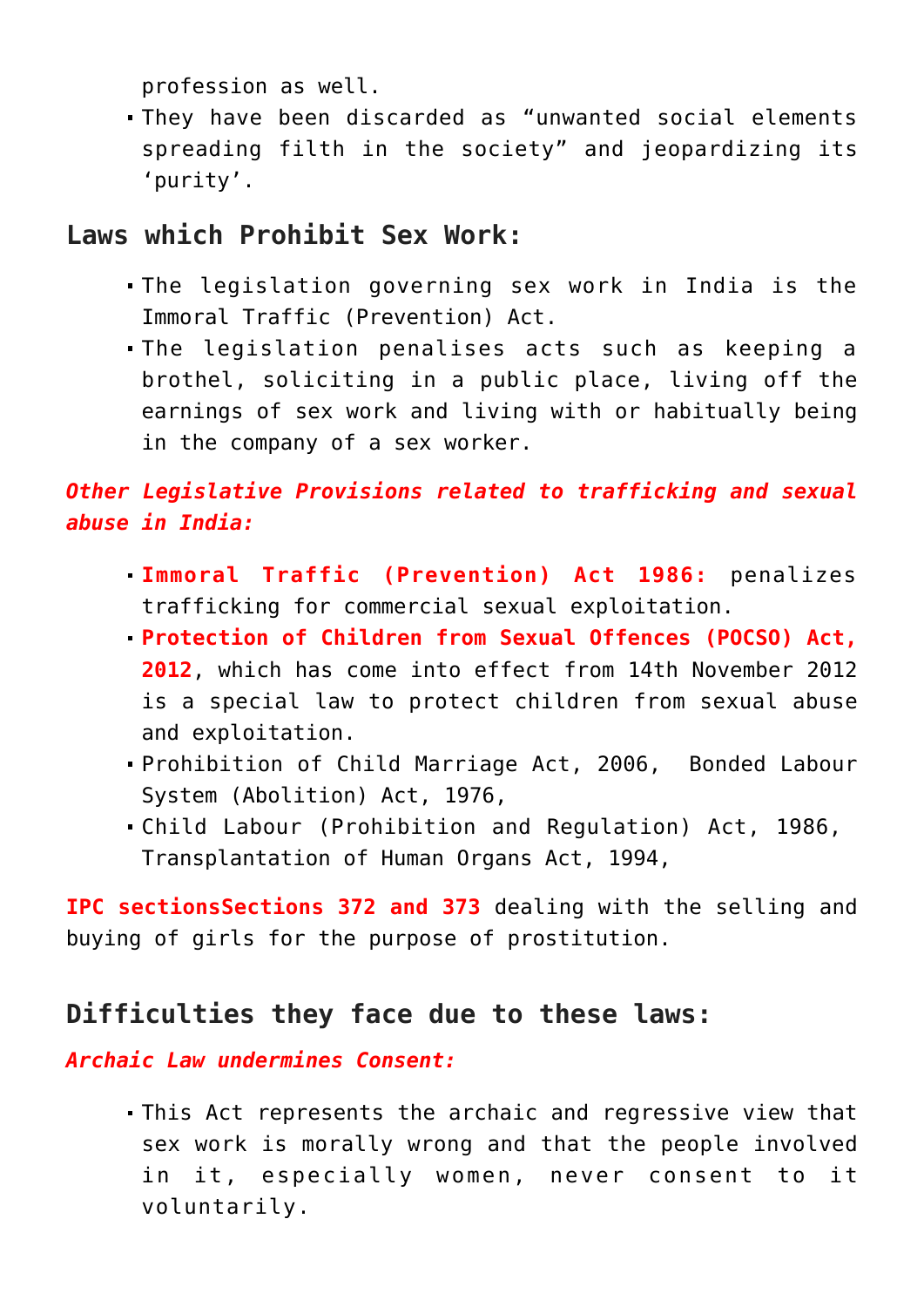profession as well.

- They have been discarded as "unwanted social elements spreading filth in the society" and jeopardizing its 'purity'.

## Laws which Prohibit Sex Work:

- The legislation governing sex work in India is the Immoral Traffic (Prevention) Act.
- The legislation penalises acts such as keeping a brothel, soliciting in a public place, living off the earnings of sex work and living with or habitually being in the company of a sex worker.

***Other Legislative Provisions related to trafficking and sexual abuse in India:***

- **Immoral Traffic (Prevention) Act 1986:** penalizes trafficking for commercial sexual exploitation.
- **Protection of Children from Sexual Offences (POCSO) Act, 2012**, which has come into effect from 14th November 2012 is a special law to protect children from sexual abuse and exploitation.
- Prohibition of Child Marriage Act, 2006, Bonded Labour System (Abolition) Act, 1976,
- Child Labour (Prohibition and Regulation) Act, 1986, Transplantation of Human Organs Act, 1994,

**IPC sectionsSections 372 and 373** dealing with the selling and buying of girls for the purpose of prostitution.

## Difficulties they face due to these laws:

***Archaic Law undermines Consent:***

- This Act represents the archaic and regressive view that sex work is morally wrong and that the people involved in it, especially women, never consent to it voluntarily.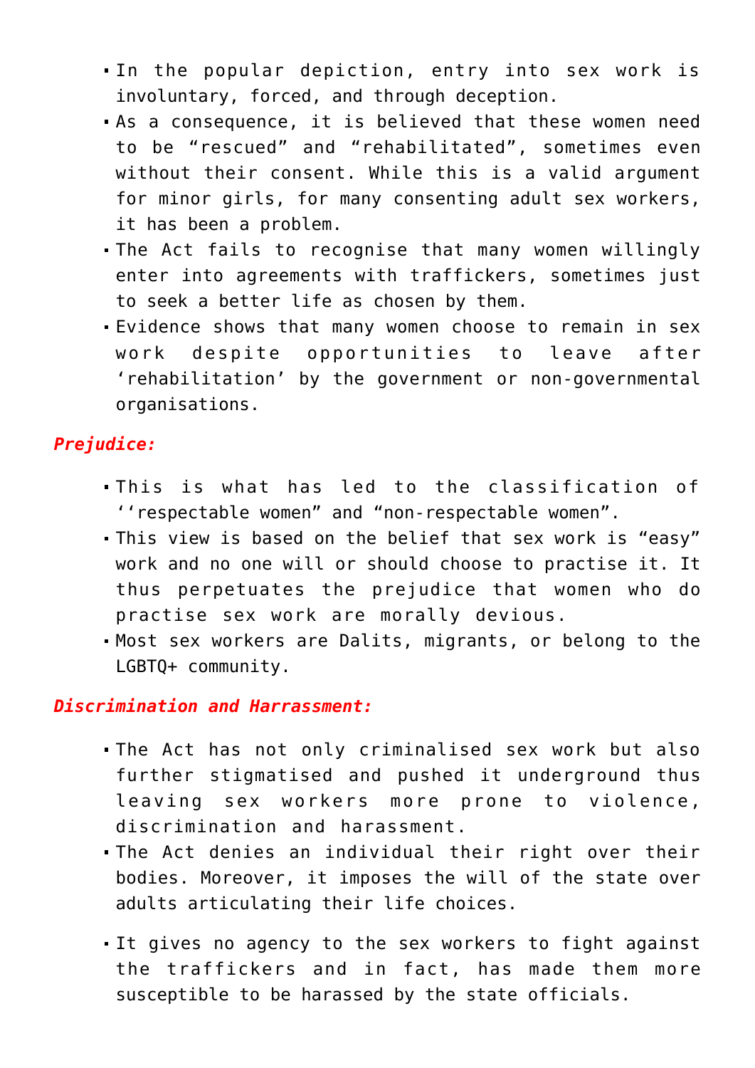- In the popular depiction, entry into sex work is involuntary, forced, and through deception.
- As a consequence, it is believed that these women need to be "rescued" and "rehabilitated", sometimes even without their consent. While this is a valid argument for minor girls, for many consenting adult sex workers, it has been a problem.
- The Act fails to recognise that many women willingly enter into agreements with traffickers, sometimes just to seek a better life as chosen by them.
- Evidence shows that many women choose to remain in sex work despite opportunities to leave after 'rehabilitation' by the government or non-governmental organisations.

***Prejudice:***

- This is what has led to the classification of ''respectable women" and "non-respectable women".
- This view is based on the belief that sex work is "easy" work and no one will or should choose to practise it. It thus perpetuates the prejudice that women who do practise sex work are morally devious.
- Most sex workers are Dalits, migrants, or belong to the LGBTQ+ community.

***Discrimination and Harrassment:***

- The Act has not only criminalised sex work but also further stigmatised and pushed it underground thus leaving sex workers more prone to violence, discrimination and harassment.
- The Act denies an individual their right over their bodies. Moreover, it imposes the will of the state over adults articulating their life choices.
- It gives no agency to the sex workers to fight against the traffickers and in fact, has made them more susceptible to be harassed by the state officials.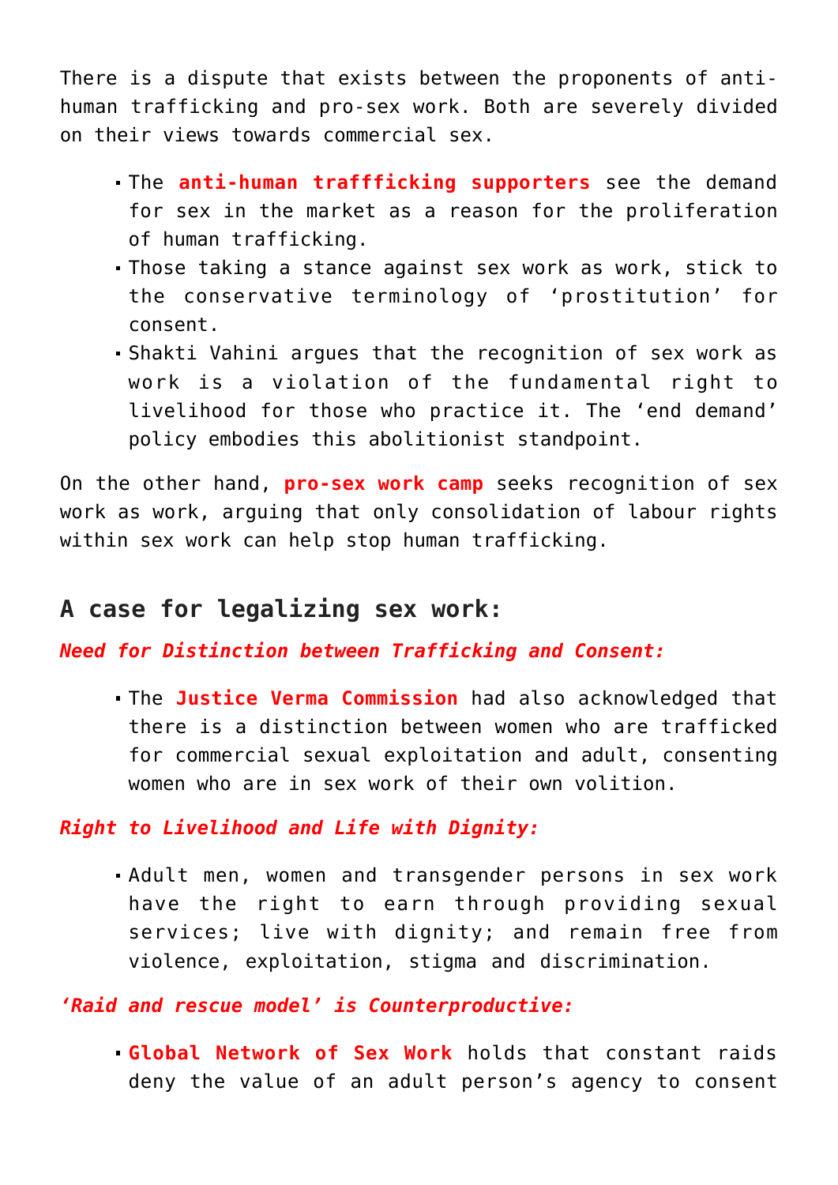There is a dispute that exists between the proponents of anti-human trafficking and pro-sex work. Both are severely divided on their views towards commercial sex.

- The **anti-human trafffficking supporters** see the demand for sex in the market as a reason for the proliferation of human trafficking.
- Those taking a stance against sex work as work, stick to the conservative terminology of 'prostitution' for consent.
- Shakti Vahini argues that the recognition of sex work as work is a violation of the fundamental right to livelihood for those who practice it. The 'end demand' policy embodies this abolitionist standpoint.

On the other hand, **pro-sex work camp** seeks recognition of sex work as work, arguing that only consolidation of labour rights within sex work can help stop human trafficking.

## A case for legalizing sex work:

***Need for Distinction between Trafficking and Consent:***

- The **Justice Verma Commission** had also acknowledged that there is a distinction between women who are trafficked for commercial sexual exploitation and adult, consenting women who are in sex work of their own volition.

***Right to Livelihood and Life with Dignity:***

- Adult men, women and transgender persons in sex work have the right to earn through providing sexual services; live with dignity; and remain free from violence, exploitation, stigma and discrimination.

***'Raid and rescue model' is Counterproductive:***

- **Global Network of Sex Work** holds that constant raids deny the value of an adult person's agency to consent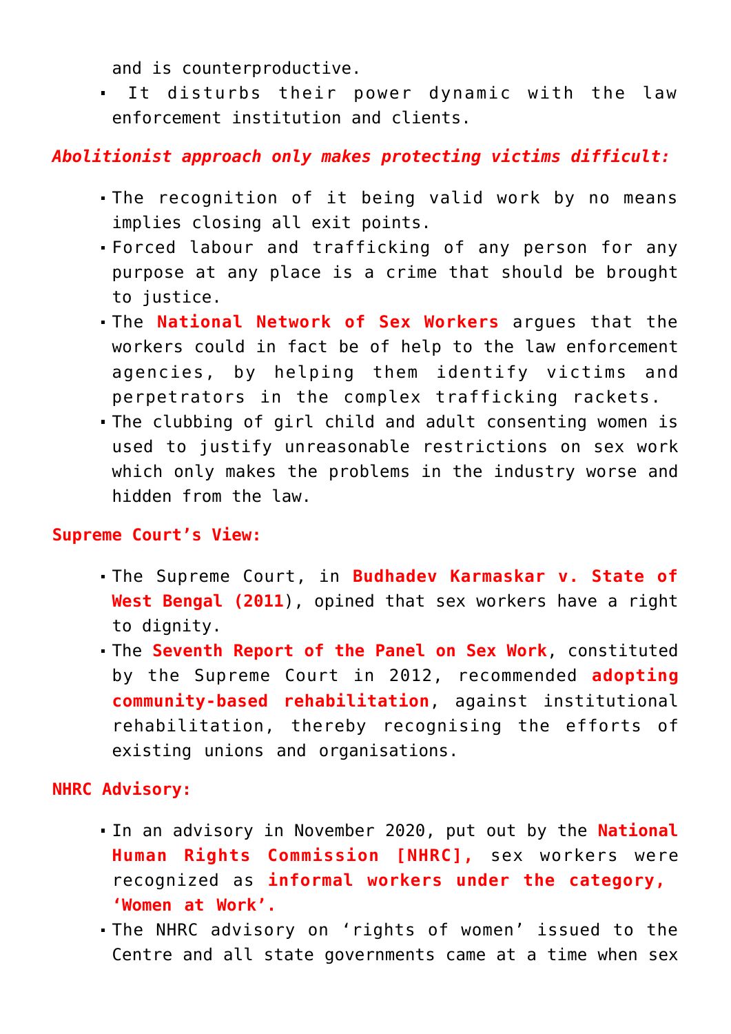and is counterproductive.
- It disturbs their power dynamic with the law enforcement institution and clients.

***Abolitionist approach only makes protecting victims difficult:***

- The recognition of it being valid work by no means implies closing all exit points.
- Forced labour and trafficking of any person for any purpose at any place is a crime that should be brought to justice.
- The **National Network of Sex Workers** argues that the workers could in fact be of help to the law enforcement agencies, by helping them identify victims and perpetrators in the complex trafficking rackets.
- The clubbing of girl child and adult consenting women is used to justify unreasonable restrictions on sex work which only makes the problems in the industry worse and hidden from the law.

**Supreme Court's View:**

- The Supreme Court, in **Budhadev Karmaskar v. State of West Bengal (2011**), opined that sex workers have a right to dignity.
- The **Seventh Report of the Panel on Sex Work**, constituted by the Supreme Court in 2012, recommended **adopting community-based rehabilitation**, against institutional rehabilitation, thereby recognising the efforts of existing unions and organisations.

**NHRC Advisory:**

- In an advisory in November 2020, put out by the **National Human Rights Commission [NHRC],** sex workers were recognized as **informal workers under the category, 'Women at Work'.**
- The NHRC advisory on 'rights of women' issued to the Centre and all state governments came at a time when sex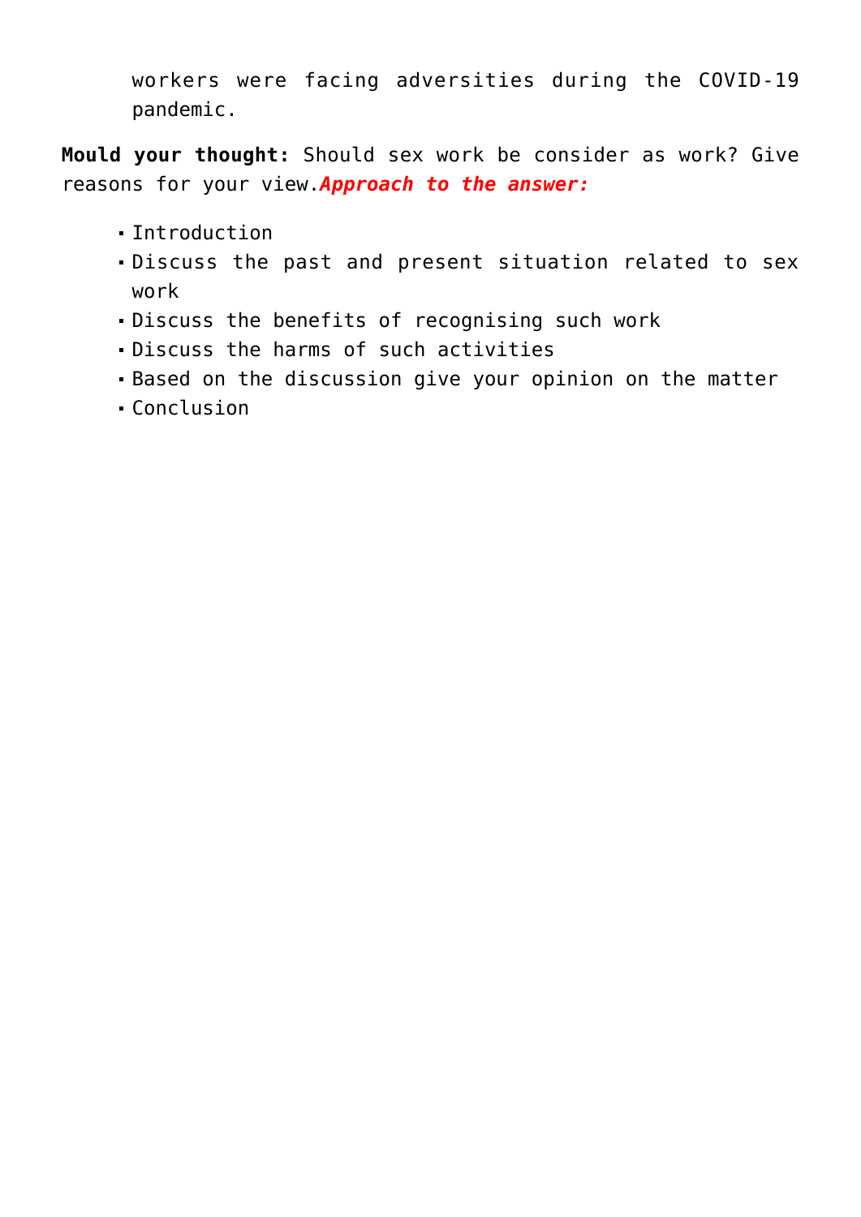workers were facing adversities during the COVID-19 pandemic.

**Mould your thought:** Should sex work be consider as work? Give reasons for your view.***Approach to the answer:***

- Introduction
- Discuss the past and present situation related to sex work
- Discuss the benefits of recognising such work
- Discuss the harms of such activities
- Based on the discussion give your opinion on the matter
- Conclusion